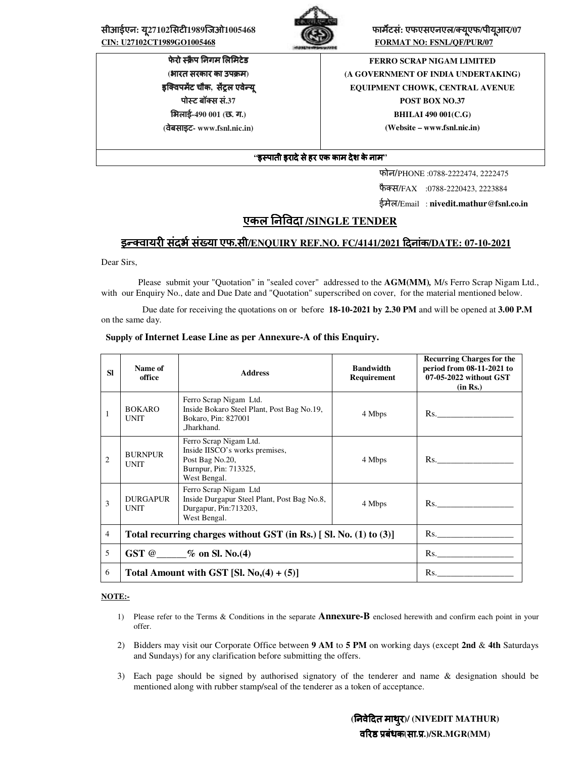सीआईएन: यू27102सिटी1989जिओ1005468
**CIN: U27102CT1989GO1005468**

फार्मेटसं: एफएसएनएल/क्यूएफ/पीयूआर/07
**FORMAT NO: FSNL/QF/PUR/07**

| **फेरो स्क्रैप निगम लिमिटेड**<br>**(भारत सरकार का उपक्रम)**<br>**इक्विपमेंट चौक, सेंट्रल एवेन्यू**<br>**पोस्ट बॉक्स सं.37**<br>**भिलाई-490 001 (छ. ग.)**<br>**(वेबसाइट- www.fsnl.nic.in)** | **FERRO SCRAP NIGAM LIMITED**<br>**(A GOVERNMENT OF INDIA UNDERTAKING)**<br>**EQUIPMENT CHOWK, CENTRAL AVENUE**<br>**POST BOX NO.37**<br>**BHILAI 490 001(C.G)**<br>**(Website – www.fsnl.nic.in)** |
|---|---|
| **"इस्पाती इरादे से हर एक काम देश के नाम"** | |

फोन/PHONE :0788-2222474, 2222475
फैक्स/FAX :0788-2220423, 2223884
ईमेल/Email : **nivedit.mathur@fsnl.co.in**

## एकल निविदा /SINGLE TENDER

### इन्क्वायरी संदर्भ संख्या एफ.सी/ENQUIRY REF.NO. FC/4141/2021 दिनांक/DATE: 07-10-2021

Dear Sirs,

Please submit your "Quotation" in "sealed cover" addressed to the **AGM(MM)***,* M/s Ferro Scrap Nigam Ltd., with our Enquiry No., date and Due Date and "Quotation" superscribed on cover, for the material mentioned below.

Due date for receiving the quotations on or before **18-10-2021 by 2.30 PM** and will be opened at **3.00 P.M** on the same day.

**Supply of Internet Lease Line as per Annexure-A of this Enquiry.**

| Sl | Name of office | Address | Bandwidth Requirement | Recurring Charges for the period from 08-11-2021 to 07-05-2022 without GST (in Rs.) |
|---|---|---|---|---|
| 1 | BOKARO UNIT | Ferro Scrap Nigam Ltd. Inside Bokaro Steel Plant, Post Bag No.19, Bokaro, Pin: 827001 ,Jharkhand. | 4 Mbps | Rs.__________________ |
| 2 | BURNPUR UNIT | Ferro Scrap Nigam Ltd. Inside IISCO's works premises, Post Bag No.20, Burnpur, Pin: 713325, West Bengal. | 4 Mbps | Rs.__________________ |
| 3 | DURGAPUR UNIT | Ferro Scrap Nigam Ltd Inside Durgapur Steel Plant, Post Bag No.8, Durgapur, Pin:713203, West Bengal. | 4 Mbps | Rs.__________________ |
| 4 | **Total recurring charges without GST (in Rs.) [ Sl. No. (1) to (3)]** | | | Rs.__________________ |
| 5 | **GST @______% on Sl. No.(4)** | | | Rs.__________________ |
| 6 | **Total Amount with GST [Sl. No,(4) + (5)]** | | | Rs.__________________ |

**NOTE:-**

1) Please refer to the Terms & Conditions in the separate **Annexure-B** enclosed herewith and confirm each point in your offer.
2) Bidders may visit our Corporate Office between **9 AM** to **5 PM** on working days (except **2nd** & **4th** Saturdays and Sundays) for any clarification before submitting the offers.
3) Each page should be signed by authorised signatory of the tenderer and name & designation should be mentioned along with rubber stamp/seal of the tenderer as a token of acceptance.

**(निवेदित माथुर)/ (NIVEDIT MATHUR)**
**वरिष्ठ प्रबंधक(सा.प्र.)/SR.MGR(MM)**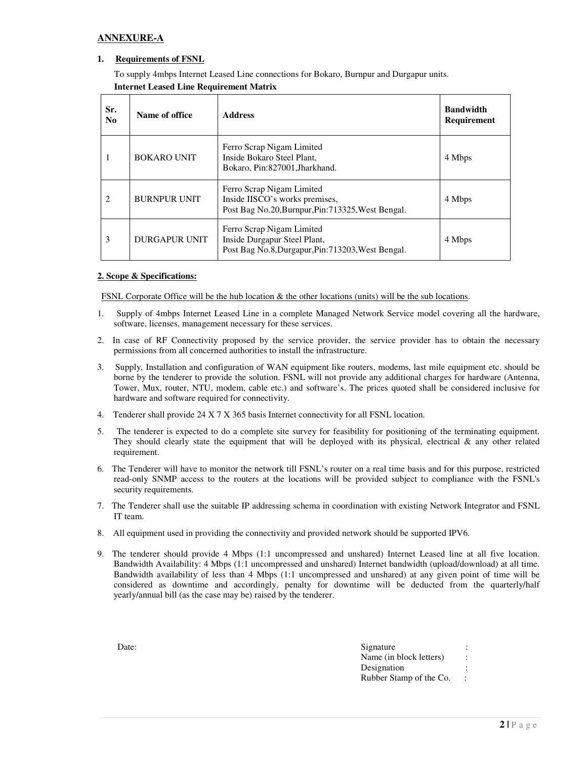## ANNEXURE-A

### 1. Requirements of FSNL

To supply 4mbps Internet Leased Line connections for Bokaro, Burnpur and Durgapur units.

**Internet Leased Line Requirement Matrix**

| Sr. No | Name of office | Address | Bandwidth Requirement |
|---|---|---|---|
| 1 | BOKARO UNIT | Ferro Scrap Nigam Limited<br>Inside Bokaro Steel Plant,<br>Bokaro, Pin:827001,Jharkhand. | 4 Mbps |
| 2 | BURNPUR UNIT | Ferro Scrap Nigam Limited<br>Inside IISCO's works premises,<br>Post Bag No.20,Burnpur,Pin:713325,West Bengal. | 4 Mbps |
| 3 | DURGAPUR UNIT | Ferro Scrap Nigam Limited<br>Inside Durgapur Steel Plant,<br>Post Bag No.8,Durgapur,Pin:713203,West Bengal. | 4 Mbps |

### 2. Scope & Specifications:

FSNL Corporate Office will be the hub location & the other locations (units) will be the sub locations.

1. Supply of 4mbps Internet Leased Line in a complete Managed Network Service model covering all the hardware, software, licenses, management necessary for these services.
2. In case of RF Connectivity proposed by the service provider, the service provider has to obtain the necessary permissions from all concerned authorities to install the infrastructure.
3. Supply, Installation and configuration of WAN equipment like routers, modems, last mile equipment etc. should be borne by the tenderer to provide the solution. FSNL will not provide any additional charges for hardware (Antenna, Tower, Mux, router, NTU, modem, cable etc.) and software's. The prices quoted shall be considered inclusive for hardware and software required for connectivity.
4. Tenderer shall provide 24 X 7 X 365 basis Internet connectivity for all FSNL location.
5. The tenderer is expected to do a complete site survey for feasibility for positioning of the terminating equipment. They should clearly state the equipment that will be deployed with its physical, electrical & any other related requirement.
6. The Tenderer will have to monitor the network till FSNL's router on a real time basis and for this purpose, restricted read-only SNMP access to the routers at the locations will be provided subject to compliance with the FSNL's security requirements.
7. The Tenderer shall use the suitable IP addressing schema in coordination with existing Network Integrator and FSNL IT team.
8. All equipment used in providing the connectivity and provided network should be supported IPV6.
9. The tenderer should provide 4 Mbps (1:1 uncompressed and unshared) Internet Leased line at all five location. Bandwidth Availability: 4 Mbps (1:1 uncompressed and unshared) Internet bandwidth (upload/download) at all time. Bandwidth availability of less than 4 Mbps (1:1 uncompressed and unshared) at any given point of time will be considered as downtime and accordingly, penalty for downtime will be deducted from the quarterly/half yearly/annual bill (as the case may be) raised by the tenderer.

Date:

Signature :
Name (in block letters) :
Designation :
Rubber Stamp of the Co. :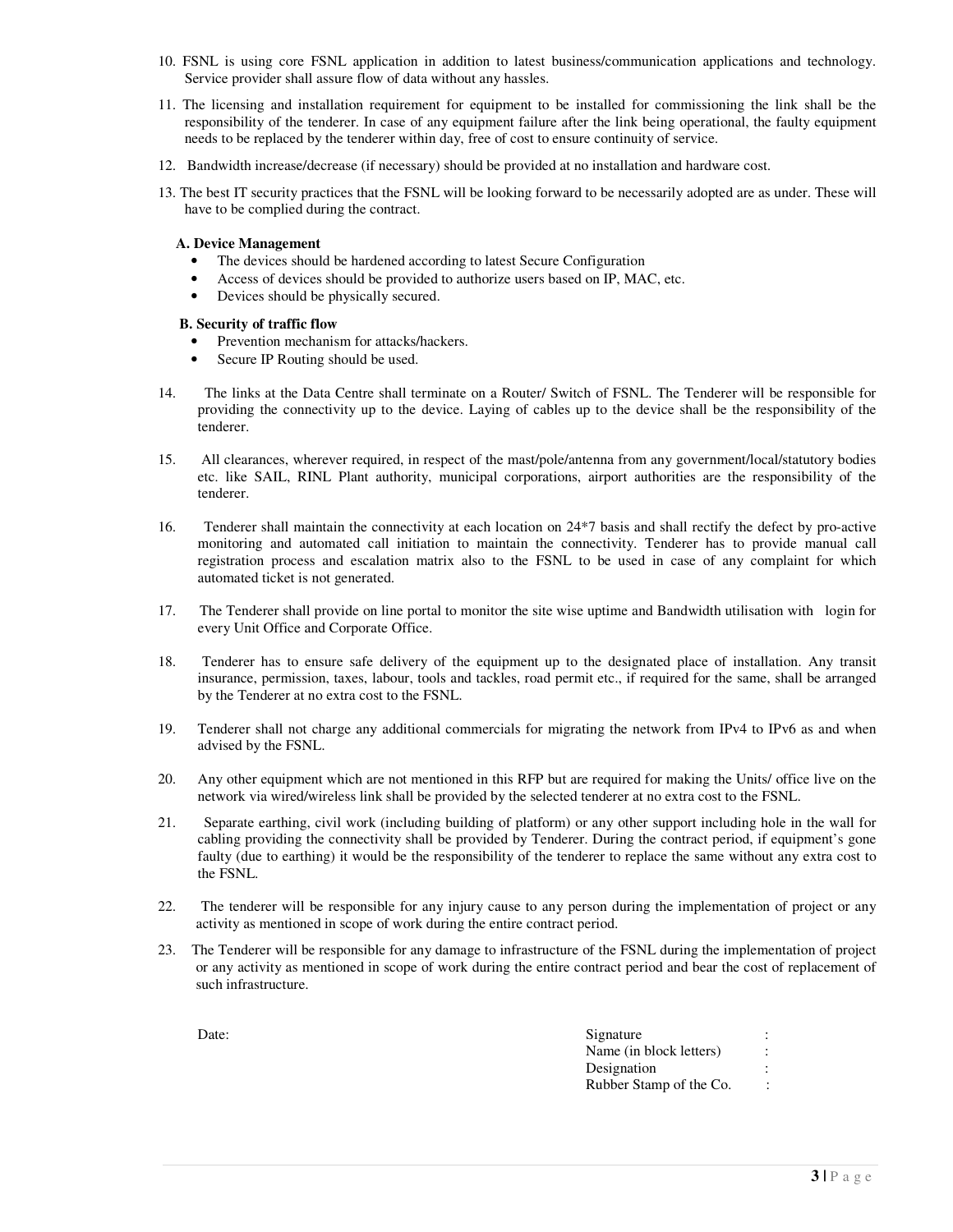10. FSNL is using core FSNL application in addition to latest business/communication applications and technology. Service provider shall assure flow of data without any hassles.

11. The licensing and installation requirement for equipment to be installed for commissioning the link shall be the responsibility of the tenderer. In case of any equipment failure after the link being operational, the faulty equipment needs to be replaced by the tenderer within day, free of cost to ensure continuity of service.

12. Bandwidth increase/decrease (if necessary) should be provided at no installation and hardware cost.

13. The best IT security practices that the FSNL will be looking forward to be necessarily adopted are as under. These will have to be complied during the contract.

   **A. Device Management**
   - The devices should be hardened according to latest Secure Configuration
   - Access of devices should be provided to authorize users based on IP, MAC, etc.
   - Devices should be physically secured.

   **B. Security of traffic flow**
   - Prevention mechanism for attacks/hackers.
   - Secure IP Routing should be used.

14. The links at the Data Centre shall terminate on a Router/ Switch of FSNL. The Tenderer will be responsible for providing the connectivity up to the device. Laying of cables up to the device shall be the responsibility of the tenderer.

15. All clearances, wherever required, in respect of the mast/pole/antenna from any government/local/statutory bodies etc. like SAIL, RINL Plant authority, municipal corporations, airport authorities are the responsibility of the tenderer.

16. Tenderer shall maintain the connectivity at each location on 24*7 basis and shall rectify the defect by pro-active monitoring and automated call initiation to maintain the connectivity. Tenderer has to provide manual call registration process and escalation matrix also to the FSNL to be used in case of any complaint for which automated ticket is not generated.

17. The Tenderer shall provide on line portal to monitor the site wise uptime and Bandwidth utilisation with login for every Unit Office and Corporate Office.

18. Tenderer has to ensure safe delivery of the equipment up to the designated place of installation. Any transit insurance, permission, taxes, labour, tools and tackles, road permit etc., if required for the same, shall be arranged by the Tenderer at no extra cost to the FSNL.

19. Tenderer shall not charge any additional commercials for migrating the network from IPv4 to IPv6 as and when advised by the FSNL.

20. Any other equipment which are not mentioned in this RFP but are required for making the Units/ office live on the network via wired/wireless link shall be provided by the selected tenderer at no extra cost to the FSNL.

21. Separate earthing, civil work (including building of platform) or any other support including hole in the wall for cabling providing the connectivity shall be provided by Tenderer. During the contract period, if equipment's gone faulty (due to earthing) it would be the responsibility of the tenderer to replace the same without any extra cost to the FSNL.

22. The tenderer will be responsible for any injury cause to any person during the implementation of project or any activity as mentioned in scope of work during the entire contract period.

23. The Tenderer will be responsible for any damage to infrastructure of the FSNL during the implementation of project or any activity as mentioned in scope of work during the entire contract period and bear the cost of replacement of such infrastructure.

Date:

Signature :

Name (in block letters) :

Designation :

Rubber Stamp of the Co. :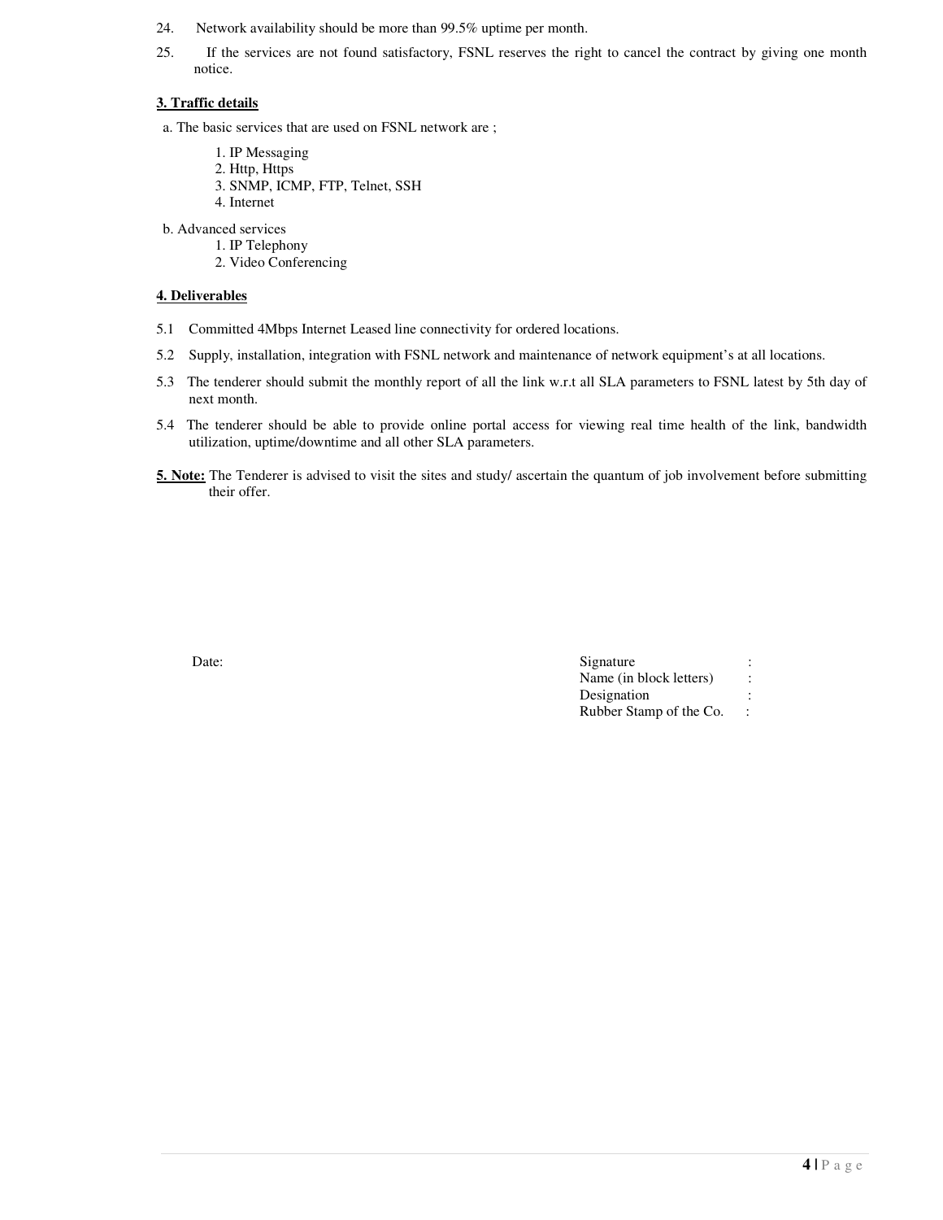24. Network availability should be more than 99.5% uptime per month.

25. If the services are not found satisfactory, FSNL reserves the right to cancel the contract by giving one month notice.

**3. Traffic details**

a. The basic services that are used on FSNL network are ;

1. IP Messaging
2. Http, Https
3. SNMP, ICMP, FTP, Telnet, SSH
4. Internet

b. Advanced services

1. IP Telephony
2. Video Conferencing

**4. Deliverables**

5.1 Committed 4Mbps Internet Leased line connectivity for ordered locations.

5.2 Supply, installation, integration with FSNL network and maintenance of network equipment's at all locations.

5.3 The tenderer should submit the monthly report of all the link w.r.t all SLA parameters to FSNL latest by 5th day of next month.

5.4 The tenderer should be able to provide online portal access for viewing real time health of the link, bandwidth utilization, uptime/downtime and all other SLA parameters.

**5. Note:** The Tenderer is advised to visit the sites and study/ ascertain the quantum of job involvement before submitting their offer.

Date:

Signature :
Name (in block letters) :
Designation :
Rubber Stamp of the Co. :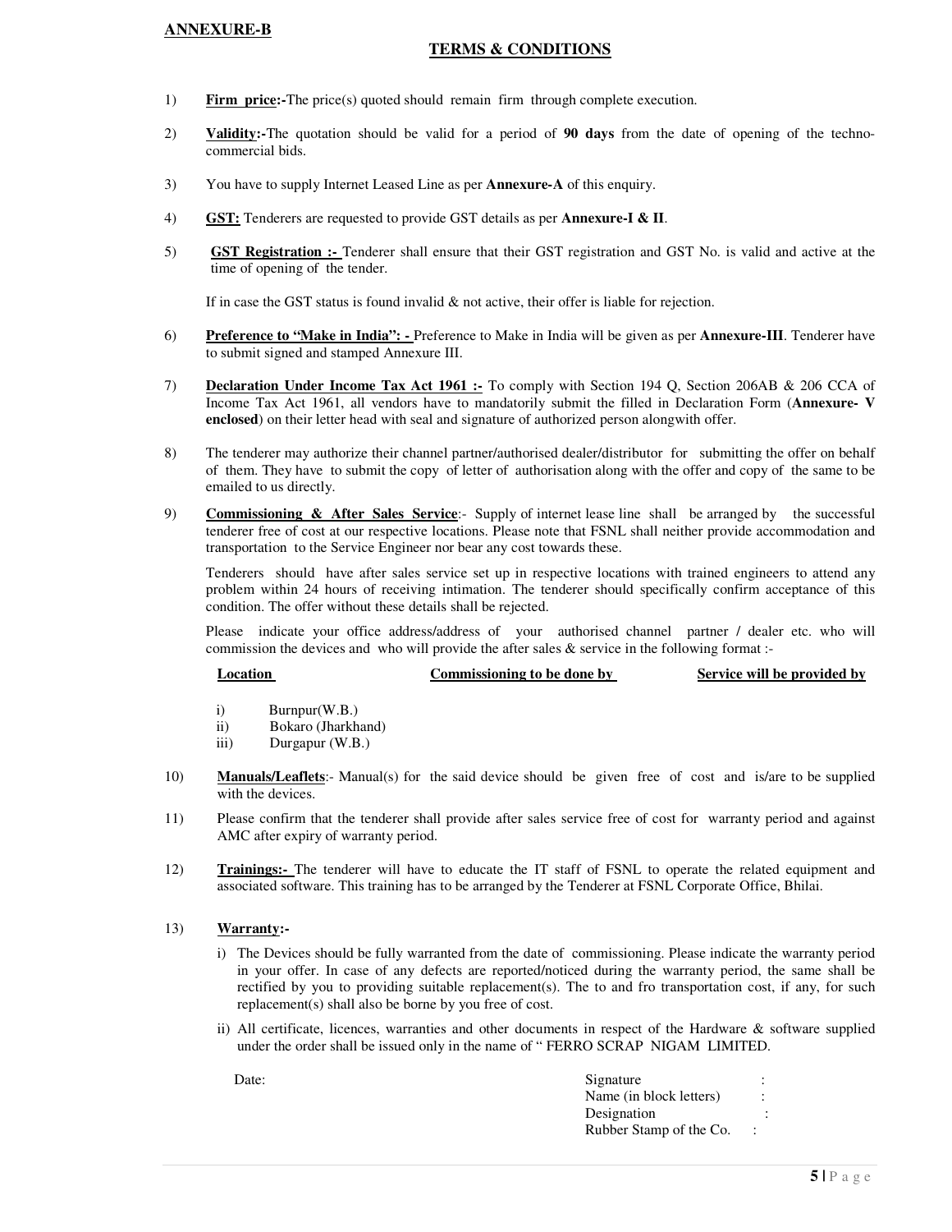**ANNEXURE-B**

## TERMS & CONDITIONS

1) **Firm price:-**The price(s) quoted should remain firm through complete execution.

2) **Validity:-**The quotation should be valid for a period of **90 days** from the date of opening of the techno-commercial bids.

3) You have to supply Internet Leased Line as per **Annexure-A** of this enquiry.

4) **GST:** Tenderers are requested to provide GST details as per **Annexure-I & II**.

5) **GST Registration :-** Tenderer shall ensure that their GST registration and GST No. is valid and active at the time of opening of the tender.

   If in case the GST status is found invalid & not active, their offer is liable for rejection.

6) **Preference to "Make in India": -** Preference to Make in India will be given as per **Annexure-III**. Tenderer have to submit signed and stamped Annexure III.

7) **Declaration Under Income Tax Act 1961 :-** To comply with Section 194 Q, Section 206AB & 206 CCA of Income Tax Act 1961, all vendors have to mandatorily submit the filled in Declaration Form (**Annexure- V enclosed**) on their letter head with seal and signature of authorized person alongwith offer.

8) The tenderer may authorize their channel partner/authorised dealer/distributor for submitting the offer on behalf of them. They have to submit the copy of letter of authorisation along with the offer and copy of the same to be emailed to us directly.

9) **Commissioning & After Sales Service**:- Supply of internet lease line shall be arranged by the successful tenderer free of cost at our respective locations. Please note that FSNL shall neither provide accommodation and transportation to the Service Engineer nor bear any cost towards these.

   Tenderers should have after sales service set up in respective locations with trained engineers to attend any problem within 24 hours of receiving intimation. The tenderer should specifically confirm acceptance of this condition. The offer without these details shall be rejected.

   Please indicate your office address/address of your authorised channel partner / dealer etc. who will commission the devices and who will provide the after sales & service in the following format :-

| Location | Commissioning to be done by | Service will be provided by |
|---|---|---|
| i) Burnpur(W.B.) | | |
| ii) Bokaro (Jharkhand) | | |
| iii) Durgapur (W.B.) | | |

10) **Manuals/Leaflets**:- Manual(s) for the said device should be given free of cost and is/are to be supplied with the devices.

11) Please confirm that the tenderer shall provide after sales service free of cost for warranty period and against AMC after expiry of warranty period.

12) **Trainings:-** The tenderer will have to educate the IT staff of FSNL to operate the related equipment and associated software. This training has to be arranged by the Tenderer at FSNL Corporate Office, Bhilai.

13) **Warranty:-**

   i) The Devices should be fully warranted from the date of commissioning. Please indicate the warranty period in your offer. In case of any defects are reported/noticed during the warranty period, the same shall be rectified by you to providing suitable replacement(s). The to and fro transportation cost, if any, for such replacement(s) shall also be borne by you free of cost.

   ii) All certificate, licences, warranties and other documents in respect of the Hardware & software supplied under the order shall be issued only in the name of " FERRO SCRAP NIGAM LIMITED.

Date:

Signature :
Name (in block letters) :
Designation :
Rubber Stamp of the Co. :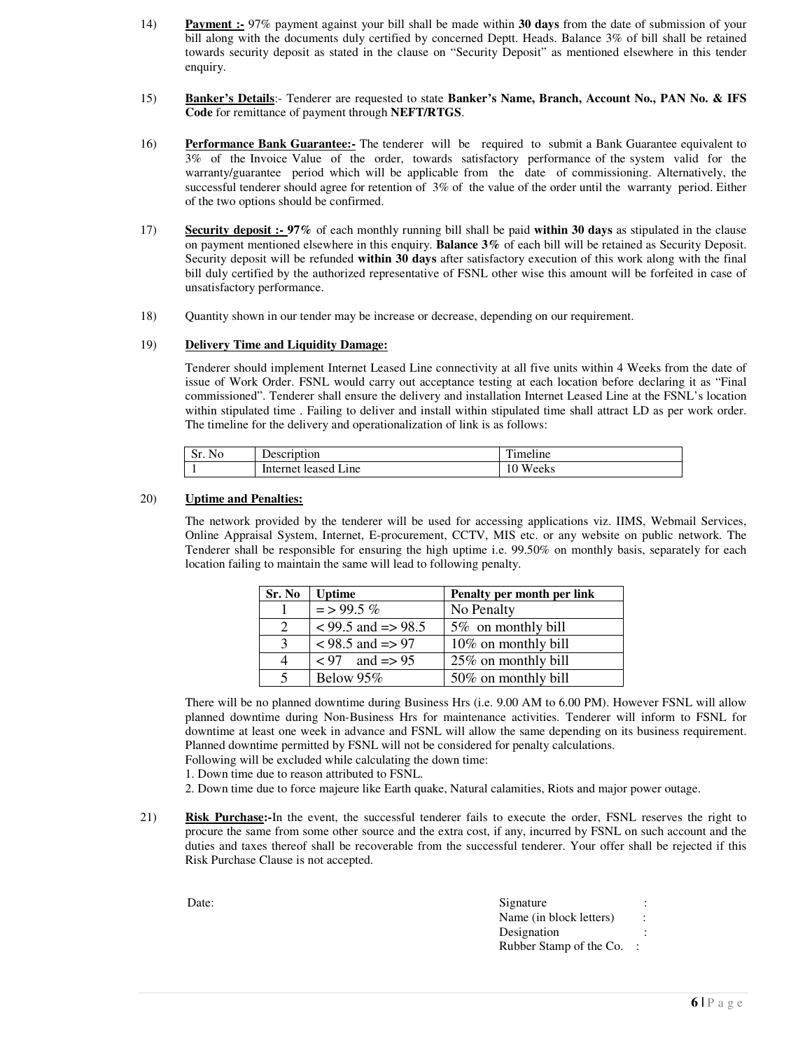14) **Payment :-** 97% payment against your bill shall be made within **30 days** from the date of submission of your bill along with the documents duly certified by concerned Deptt. Heads. Balance 3% of bill shall be retained towards security deposit as stated in the clause on "Security Deposit" as mentioned elsewhere in this tender enquiry.

15) **Banker's Details**:- Tenderer are requested to state **Banker's Name, Branch, Account No., PAN No. & IFS Code** for remittance of payment through **NEFT/RTGS**.

16) **Performance Bank Guarantee:-** The tenderer will be required to submit a Bank Guarantee equivalent to 3% of the Invoice Value of the order, towards satisfactory performance of the system valid for the warranty/guarantee period which will be applicable from the date of commissioning. Alternatively, the successful tenderer should agree for retention of 3% of the value of the order until the warranty period. Either of the two options should be confirmed.

17) **Security deposit :- 97%** of each monthly running bill shall be paid **within 30 days** as stipulated in the clause on payment mentioned elsewhere in this enquiry. **Balance 3%** of each bill will be retained as Security Deposit. Security deposit will be refunded **within 30 days** after satisfactory execution of this work along with the final bill duly certified by the authorized representative of FSNL other wise this amount will be forfeited in case of unsatisfactory performance.

18) Quantity shown in our tender may be increase or decrease, depending on our requirement.

19) **Delivery Time and Liquidity Damage:**

Tenderer should implement Internet Leased Line connectivity at all five units within 4 Weeks from the date of issue of Work Order. FSNL would carry out acceptance testing at each location before declaring it as "Final commissioned". Tenderer shall ensure the delivery and installation Internet Leased Line at the FSNL's location within stipulated time . Failing to deliver and install within stipulated time shall attract LD as per work order. The timeline for the delivery and operationalization of link is as follows:

| Sr. No | Description | Timeline |
|---|---|---|
| 1 | Internet leased Line | 10 Weeks |

20) **Uptime and Penalties:**

The network provided by the tenderer will be used for accessing applications viz. IIMS, Webmail Services, Online Appraisal System, Internet, E-procurement, CCTV, MIS etc. or any website on public network. The Tenderer shall be responsible for ensuring the high uptime i.e. 99.50% on monthly basis, separately for each location failing to maintain the same will lead to following penalty.

| Sr. No | Uptime | Penalty per month per link |
|---|---|---|
| 1 | = > 99.5 % | No Penalty |
| 2 | < 99.5 and => 98.5 | 5% on monthly bill |
| 3 | < 98.5 and => 97 | 10% on monthly bill |
| 4 | < 97 and => 95 | 25% on monthly bill |
| 5 | Below 95% | 50% on monthly bill |

There will be no planned downtime during Business Hrs (i.e. 9.00 AM to 6.00 PM). However FSNL will allow planned downtime during Non-Business Hrs for maintenance activities. Tenderer will inform to FSNL for downtime at least one week in advance and FSNL will allow the same depending on its business requirement. Planned downtime permitted by FSNL will not be considered for penalty calculations.

Following will be excluded while calculating the down time:

1. Down time due to reason attributed to FSNL.
2. Down time due to force majeure like Earth quake, Natural calamities, Riots and major power outage.

21) **Risk Purchase:-**In the event, the successful tenderer fails to execute the order, FSNL reserves the right to procure the same from some other source and the extra cost, if any, incurred by FSNL on such account and the duties and taxes thereof shall be recoverable from the successful tenderer. Your offer shall be rejected if this Risk Purchase Clause is not accepted.

Date:

Signature :
Name (in block letters) :
Designation :
Rubber Stamp of the Co. :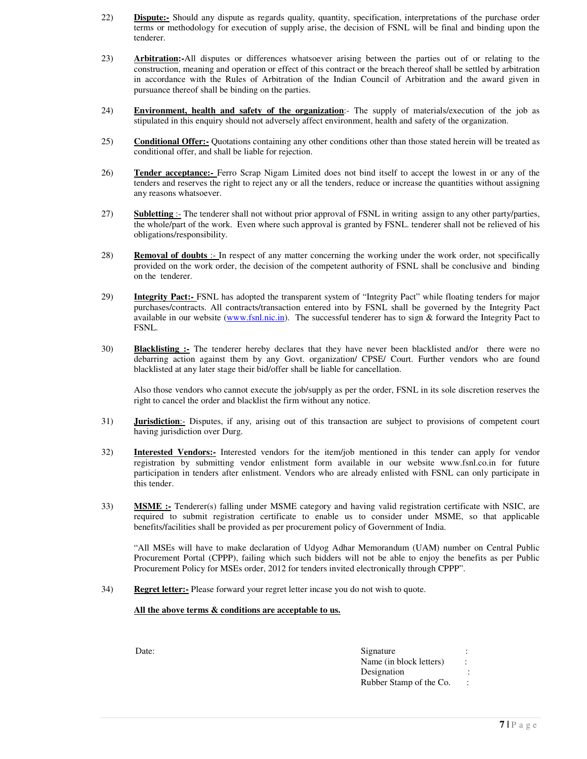22) **Dispute:-** Should any dispute as regards quality, quantity, specification, interpretations of the purchase order terms or methodology for execution of supply arise, the decision of FSNL will be final and binding upon the tenderer.

23) **Arbitration:-**All disputes or differences whatsoever arising between the parties out of or relating to the construction, meaning and operation or effect of this contract or the breach thereof shall be settled by arbitration in accordance with the Rules of Arbitration of the Indian Council of Arbitration and the award given in pursuance thereof shall be binding on the parties.

24) **Environment, health and safety of the organization**:- The supply of materials/execution of the job as stipulated in this enquiry should not adversely affect environment, health and safety of the organization.

25) **Conditional Offer:-** Quotations containing any other conditions other than those stated herein will be treated as conditional offer, and shall be liable for rejection.

26) **Tender acceptance:-** Ferro Scrap Nigam Limited does not bind itself to accept the lowest in or any of the tenders and reserves the right to reject any or all the tenders, reduce or increase the quantities without assigning any reasons whatsoever.

27) **Subletting** :- The tenderer shall not without prior approval of FSNL in writing assign to any other party/parties, the whole/part of the work. Even where such approval is granted by FSNL. tenderer shall not be relieved of his obligations/responsibility.

28) **Removal of doubts** :- In respect of any matter concerning the working under the work order, not specifically provided on the work order, the decision of the competent authority of FSNL shall be conclusive and binding on the tenderer.

29) **Integrity Pact:-** FSNL has adopted the transparent system of "Integrity Pact" while floating tenders for major purchases/contracts. All contracts/transaction entered into by FSNL shall be governed by the Integrity Pact available in our website (www.fsnl.nic.in). The successful tenderer has to sign & forward the Integrity Pact to FSNL.

30) **Blacklisting :-** The tenderer hereby declares that they have never been blacklisted and/or there were no debarring action against them by any Govt. organization/ CPSE/ Court. Further vendors who are found blacklisted at any later stage their bid/offer shall be liable for cancellation.

    Also those vendors who cannot execute the job/supply as per the order, FSNL in its sole discretion reserves the right to cancel the order and blacklist the firm without any notice.

31) **Jurisdiction**:- Disputes, if any, arising out of this transaction are subject to provisions of competent court having jurisdiction over Durg.

32) **Interested Vendors:-** Interested vendors for the item/job mentioned in this tender can apply for vendor registration by submitting vendor enlistment form available in our website www.fsnl.co.in for future participation in tenders after enlistment. Vendors who are already enlisted with FSNL can only participate in this tender.

33) **MSME :-** Tenderer(s) falling under MSME category and having valid registration certificate with NSIC, are required to submit registration certificate to enable us to consider under MSME, so that applicable benefits/facilities shall be provided as per procurement policy of Government of India.

    "All MSEs will have to make declaration of Udyog Adhar Memorandum (UAM) number on Central Public Procurement Portal (CPPP), failing which such bidders will not be able to enjoy the benefits as per Public Procurement Policy for MSEs order, 2012 for tenders invited electronically through CPPP".

34) **Regret letter:-** Please forward your regret letter incase you do not wish to quote.

**All the above terms & conditions are acceptable to us.**

Date:

Signature :

Name (in block letters) :

Designation :

Rubber Stamp of the Co. :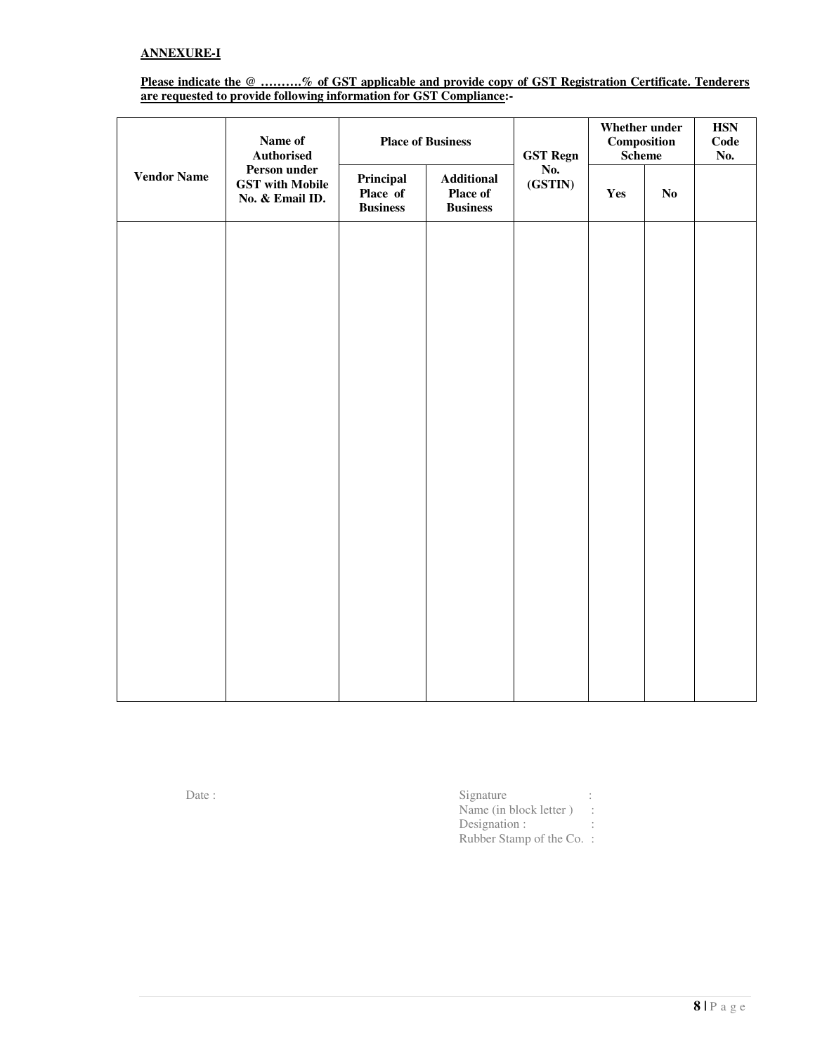**ANNEXURE-I**

**Please indicate the @ ……….% of GST applicable and provide copy of GST Registration Certificate. Tenderers are requested to provide following information for GST Compliance:-**

| Vendor Name | Name of Authorised Person under GST with Mobile No. & Email ID. | Place of Business | | GST Regn No. (GSTIN) | Whether under Composition Scheme | | HSN Code No. |
|---|---|---|---|---|---|---|---|
| | | Principal Place of Business | Additional Place of Business | | Yes | No | |
| | | | | | | | |

Date :

Signature :
Name (in block letter ) :
Designation : :
Rubber Stamp of the Co. :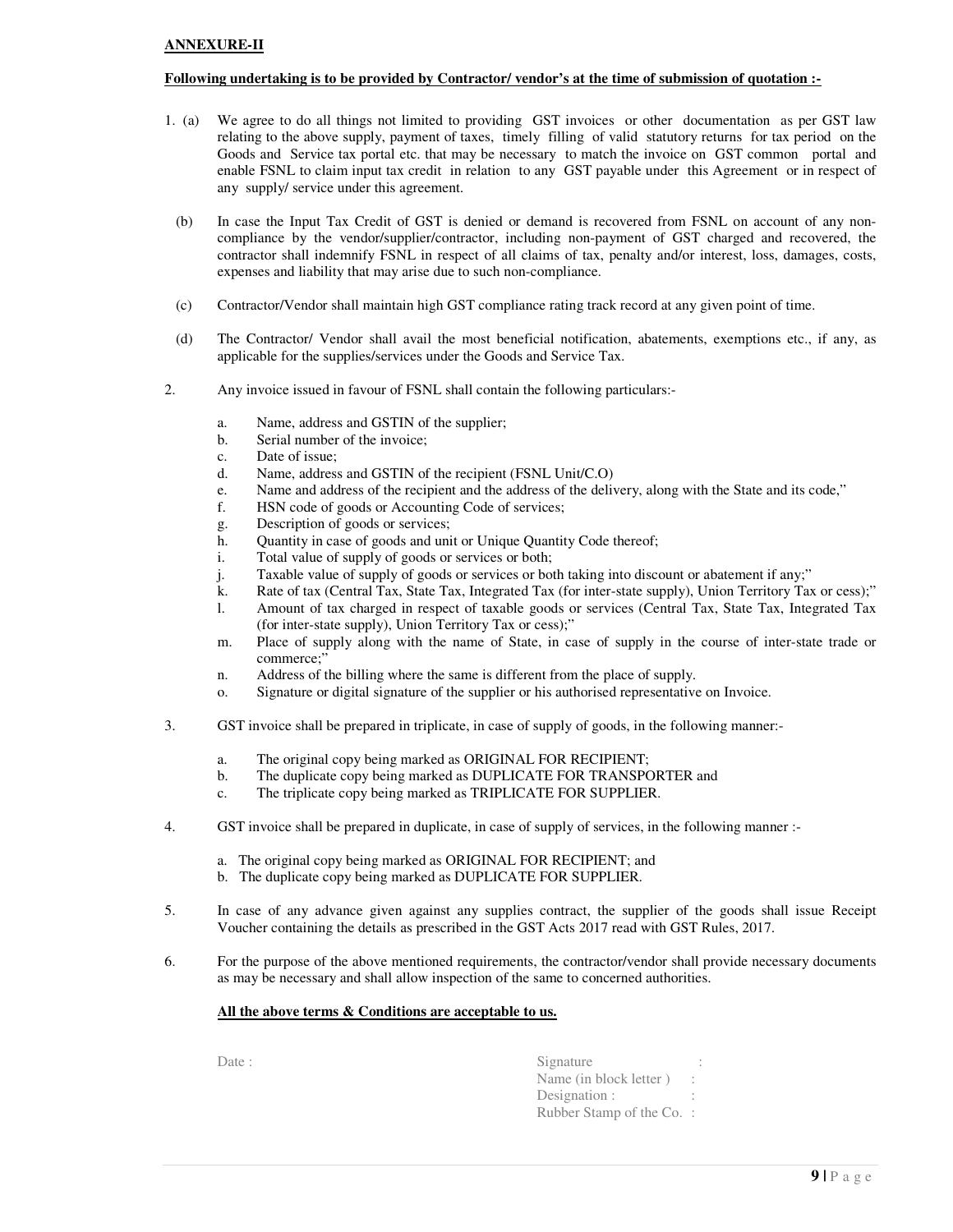**ANNEXURE-II**

**Following undertaking is to be provided by Contractor/ vendor's at the time of submission of quotation :-**

1. (a) We agree to do all things not limited to providing GST invoices or other documentation as per GST law relating to the above supply, payment of taxes, timely filling of valid statutory returns for tax period on the Goods and Service tax portal etc. that may be necessary to match the invoice on GST common portal and enable FSNL to claim input tax credit in relation to any GST payable under this Agreement or in respect of any supply/ service under this agreement.

   (b) In case the Input Tax Credit of GST is denied or demand is recovered from FSNL on account of any non-compliance by the vendor/supplier/contractor, including non-payment of GST charged and recovered, the contractor shall indemnify FSNL in respect of all claims of tax, penalty and/or interest, loss, damages, costs, expenses and liability that may arise due to such non-compliance.

   (c) Contractor/Vendor shall maintain high GST compliance rating track record at any given point of time.

   (d) The Contractor/ Vendor shall avail the most beneficial notification, abatements, exemptions etc., if any, as applicable for the supplies/services under the Goods and Service Tax.

2. Any invoice issued in favour of FSNL shall contain the following particulars:-

   a. Name, address and GSTIN of the supplier;
   b. Serial number of the invoice;
   c. Date of issue;
   d. Name, address and GSTIN of the recipient (FSNL Unit/C.O)
   e. Name and address of the recipient and the address of the delivery, along with the State and its code,"
   f. HSN code of goods or Accounting Code of services;
   g. Description of goods or services;
   h. Quantity in case of goods and unit or Unique Quantity Code thereof;
   i. Total value of supply of goods or services or both;
   j. Taxable value of supply of goods or services or both taking into discount or abatement if any;"
   k. Rate of tax (Central Tax, State Tax, Integrated Tax (for inter-state supply), Union Territory Tax or cess);"
   l. Amount of tax charged in respect of taxable goods or services (Central Tax, State Tax, Integrated Tax (for inter-state supply), Union Territory Tax or cess);"
   m. Place of supply along with the name of State, in case of supply in the course of inter-state trade or commerce;"
   n. Address of the billing where the same is different from the place of supply.
   o. Signature or digital signature of the supplier or his authorised representative on Invoice.

3. GST invoice shall be prepared in triplicate, in case of supply of goods, in the following manner:-

   a. The original copy being marked as ORIGINAL FOR RECIPIENT;
   b. The duplicate copy being marked as DUPLICATE FOR TRANSPORTER and
   c. The triplicate copy being marked as TRIPLICATE FOR SUPPLIER.

4. GST invoice shall be prepared in duplicate, in case of supply of services, in the following manner :-

   a. The original copy being marked as ORIGINAL FOR RECIPIENT; and
   b. The duplicate copy being marked as DUPLICATE FOR SUPPLIER.

5. In case of any advance given against any supplies contract, the supplier of the goods shall issue Receipt Voucher containing the details as prescribed in the GST Acts 2017 read with GST Rules, 2017.

6. For the purpose of the above mentioned requirements, the contractor/vendor shall provide necessary documents as may be necessary and shall allow inspection of the same to concerned authorities.

**All the above terms & Conditions are acceptable to us.**

Date :

Signature :
Name (in block letter ) :
Designation :
Rubber Stamp of the Co. :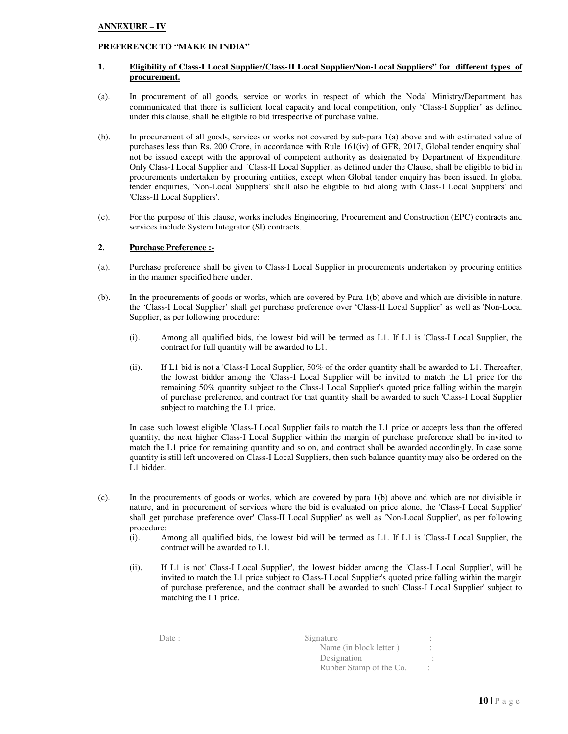**ANNEXURE – IV**

**PREFERENCE TO "MAKE IN INDIA"**

**1. Eligibility of Class-I Local Supplier/Class-II Local Supplier/Non-Local Suppliers" for different types of procurement.**

(a). In procurement of all goods, service or works in respect of which the Nodal Ministry/Department has communicated that there is sufficient local capacity and local competition, only 'Class-I Supplier' as defined under this clause, shall be eligible to bid irrespective of purchase value.

(b). In procurement of all goods, services or works not covered by sub-para 1(a) above and with estimated value of purchases less than Rs. 200 Crore, in accordance with Rule 161(iv) of GFR, 2017, Global tender enquiry shall not be issued except with the approval of competent authority as designated by Department of Expenditure. Only Class-I Local Supplier and 'Class-II Local Supplier, as defined under the Clause, shall be eligible to bid in procurements undertaken by procuring entities, except when Global tender enquiry has been issued. In global tender enquiries, 'Non-Local Suppliers' shall also be eligible to bid along with Class-I Local Suppliers' and 'Class-II Local Suppliers'.

(c). For the purpose of this clause, works includes Engineering, Procurement and Construction (EPC) contracts and services include System Integrator (SI) contracts.

**2. Purchase Preference :-**

(a). Purchase preference shall be given to Class-I Local Supplier in procurements undertaken by procuring entities in the manner specified here under.

(b). In the procurements of goods or works, which are covered by Para 1(b) above and which are divisible in nature, the 'Class-I Local Supplier' shall get purchase preference over 'Class-II Local Supplier' as well as 'Non-Local Supplier, as per following procedure:

(i). Among all qualified bids, the lowest bid will be termed as L1. If L1 is 'Class-I Local Supplier, the contract for full quantity will be awarded to L1.

(ii). If L1 bid is not a 'Class-I Local Supplier, 50% of the order quantity shall be awarded to L1. Thereafter, the lowest bidder among the 'Class-I Local Supplier will be invited to match the L1 price for the remaining 50% quantity subject to the Class-l Local Supplier's quoted price falling within the margin of purchase preference, and contract for that quantity shall be awarded to such 'Class-I Local Supplier subject to matching the L1 price.

In case such lowest eligible 'Class-I Local Supplier fails to match the L1 price or accepts less than the offered quantity, the next higher Class-I Local Supplier within the margin of purchase preference shall be invited to match the L1 price for remaining quantity and so on, and contract shall be awarded accordingly. In case some quantity is still left uncovered on Class-I Local Suppliers, then such balance quantity may also be ordered on the L1 bidder.

(c). In the procurements of goods or works, which are covered by para 1(b) above and which are not divisible in nature, and in procurement of services where the bid is evaluated on price alone, the 'Class-I Local Supplier' shall get purchase preference over' Class-II Local Supplier' as well as 'Non-Local Supplier', as per following procedure:

(i). Among all qualified bids, the lowest bid will be termed as L1. If L1 is 'Class-I Local Supplier, the contract will be awarded to L1.

(ii). If L1 is not' Class-I Local Supplier', the lowest bidder among the 'Class-I Local Supplier', will be invited to match the L1 price subject to Class-I Local Supplier's quoted price falling within the margin of purchase preference, and the contract shall be awarded to such' Class-I Local Supplier' subject to matching the L1 price.

Date :

Signature :
Name (in block letter ) :
Designation :
Rubber Stamp of the Co. :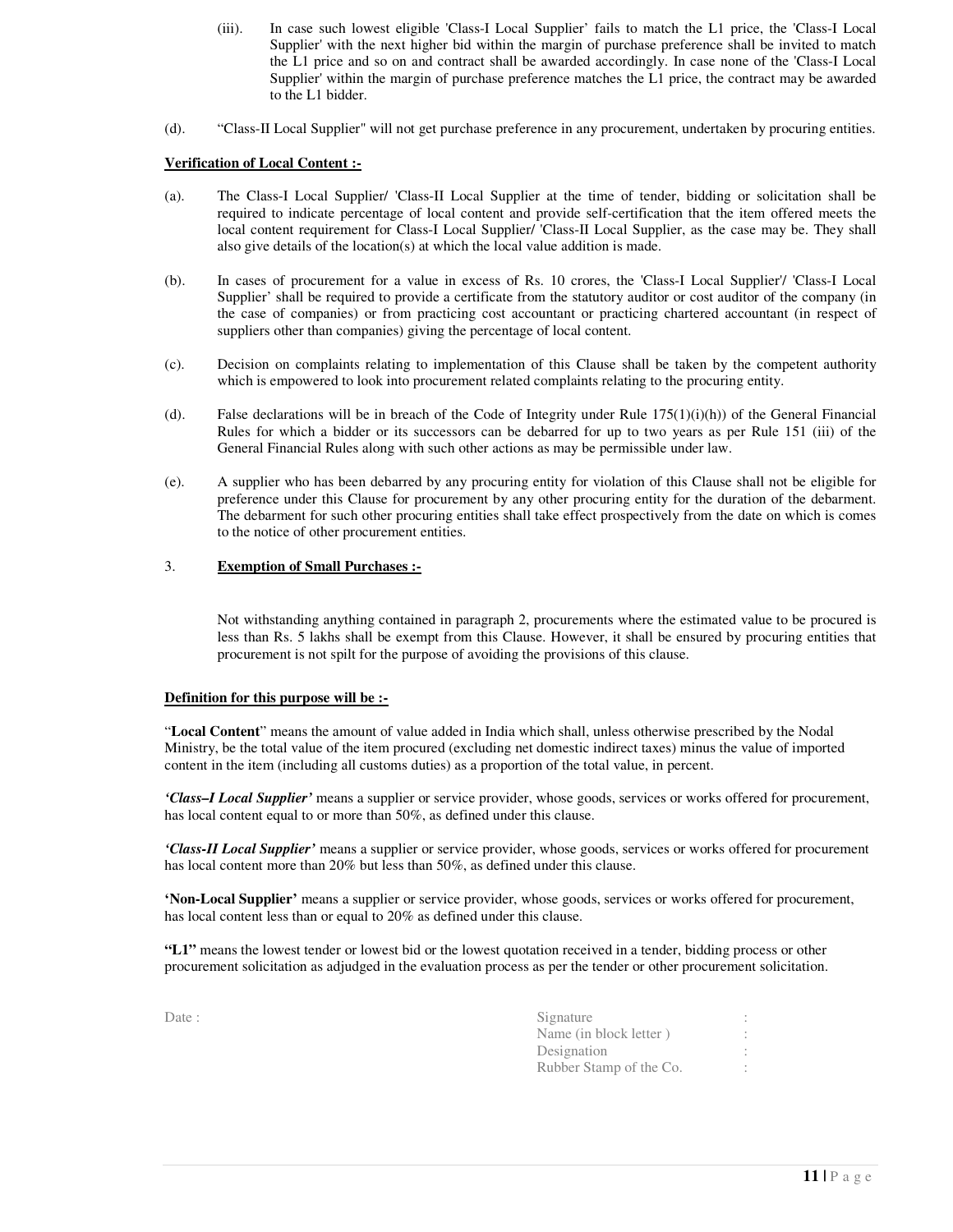(iii). In case such lowest eligible 'Class-I Local Supplier' fails to match the L1 price, the 'Class-I Local Supplier' with the next higher bid within the margin of purchase preference shall be invited to match the L1 price and so on and contract shall be awarded accordingly. In case none of the 'Class-I Local Supplier' within the margin of purchase preference matches the L1 price, the contract may be awarded to the L1 bidder.

(d). "Class-II Local Supplier" will not get purchase preference in any procurement, undertaken by procuring entities.

**Verification of Local Content :-**

(a). The Class-I Local Supplier/ 'Class-II Local Supplier at the time of tender, bidding or solicitation shall be required to indicate percentage of local content and provide self-certification that the item offered meets the local content requirement for Class-I Local Supplier/ 'Class-II Local Supplier, as the case may be. They shall also give details of the location(s) at which the local value addition is made.

(b). In cases of procurement for a value in excess of Rs. 10 crores, the 'Class-I Local Supplier'/ 'Class-I Local Supplier' shall be required to provide a certificate from the statutory auditor or cost auditor of the company (in the case of companies) or from practicing cost accountant or practicing chartered accountant (in respect of suppliers other than companies) giving the percentage of local content.

(c). Decision on complaints relating to implementation of this Clause shall be taken by the competent authority which is empowered to look into procurement related complaints relating to the procuring entity.

(d). False declarations will be in breach of the Code of Integrity under Rule 175(1)(i)(h)) of the General Financial Rules for which a bidder or its successors can be debarred for up to two years as per Rule 151 (iii) of the General Financial Rules along with such other actions as may be permissible under law.

(e). A supplier who has been debarred by any procuring entity for violation of this Clause shall not be eligible for preference under this Clause for procurement by any other procuring entity for the duration of the debarment. The debarment for such other procuring entities shall take effect prospectively from the date on which is comes to the notice of other procurement entities.

3. **Exemption of Small Purchases :-**

Not withstanding anything contained in paragraph 2, procurements where the estimated value to be procured is less than Rs. 5 lakhs shall be exempt from this Clause. However, it shall be ensured by procuring entities that procurement is not spilt for the purpose of avoiding the provisions of this clause.

**Definition for this purpose will be :-**

"**Local Content**" means the amount of value added in India which shall, unless otherwise prescribed by the Nodal Ministry, be the total value of the item procured (excluding net domestic indirect taxes) minus the value of imported content in the item (including all customs duties) as a proportion of the total value, in percent.

***'Class–I Local Supplier'*** means a supplier or service provider, whose goods, services or works offered for procurement, has local content equal to or more than 50%, as defined under this clause.

***'Class-II Local Supplier'*** means a supplier or service provider, whose goods, services or works offered for procurement has local content more than 20% but less than 50%, as defined under this clause.

**'Non-Local Supplier'** means a supplier or service provider, whose goods, services or works offered for procurement, has local content less than or equal to 20% as defined under this clause.

**"L1"** means the lowest tender or lowest bid or the lowest quotation received in a tender, bidding process or other procurement solicitation as adjudged in the evaluation process as per the tender or other procurement solicitation.

Date :

Signature :
Name (in block letter ) :
Designation :
Rubber Stamp of the Co. :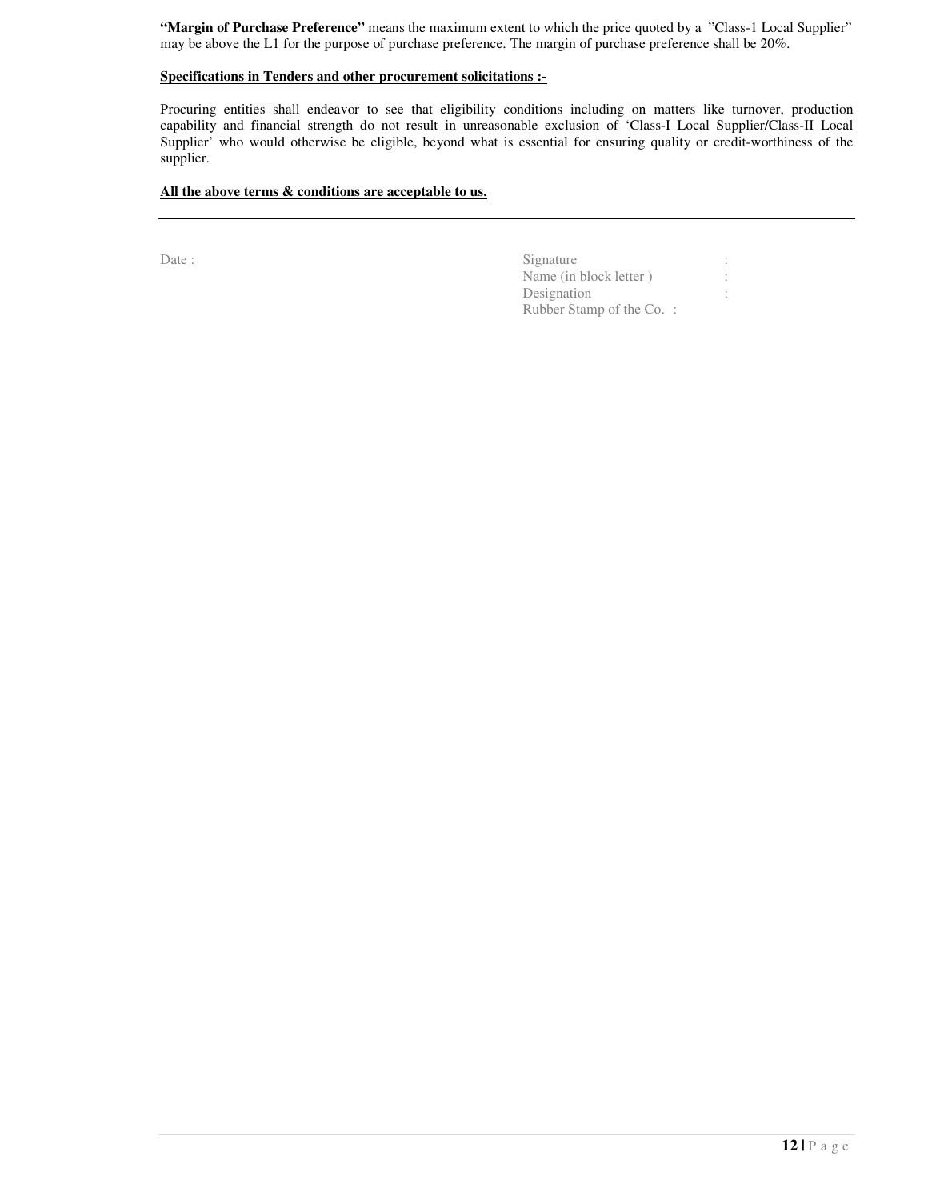**"Margin of Purchase Preference"** means the maximum extent to which the price quoted by a "Class-1 Local Supplier" may be above the L1 for the purpose of purchase preference. The margin of purchase preference shall be 20%.

**Specifications in Tenders and other procurement solicitations :-**

Procuring entities shall endeavor to see that eligibility conditions including on matters like turnover, production capability and financial strength do not result in unreasonable exclusion of 'Class-I Local Supplier/Class-II Local Supplier' who would otherwise be eligible, beyond what is essential for ensuring quality or credit-worthiness of the supplier.

**All the above terms & conditions are acceptable to us.**

---

Date :

Signature :
Name (in block letter ) :
Designation :
Rubber Stamp of the Co. :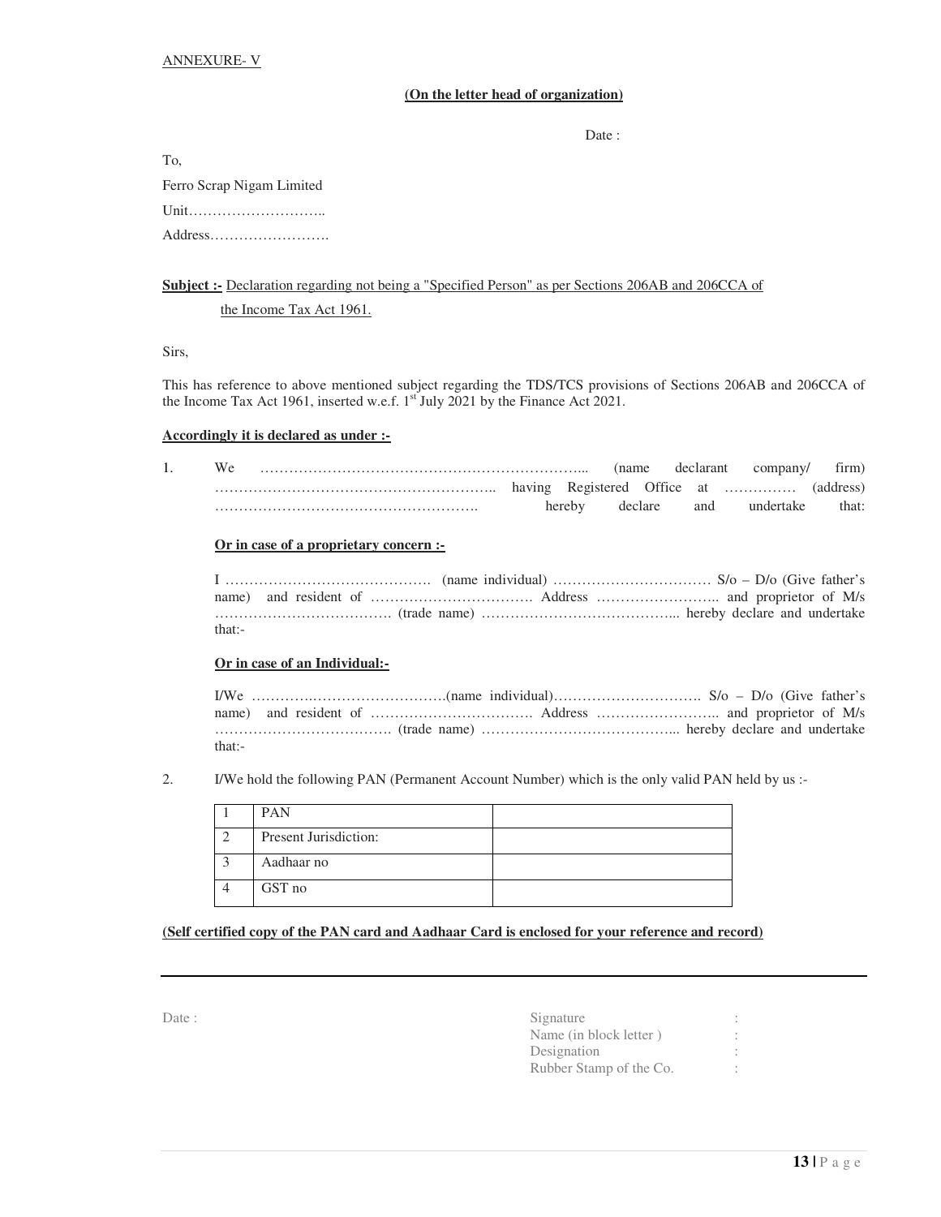ANNEXURE- V

**(On the letter head of organization)**

Date :

To,

Ferro Scrap Nigam Limited

Unit………………………..

Address…………………….

**Subject :-** Declaration regarding not being a "Specified Person" as per Sections 206AB and 206CCA of the Income Tax Act 1961.

Sirs,

This has reference to above mentioned subject regarding the TDS/TCS provisions of Sections 206AB and 206CCA of the Income Tax Act 1961, inserted w.e.f. 1st July 2021 by the Finance Act 2021.

**Accordingly it is declared as under :-**

1. We …………………………………………………………... (name declarant company/ firm) ………………………………………………….. having Registered Office at …………… (address) ………………………………………………. hereby declare and undertake that:

   **Or in case of a proprietary concern :-**

   I ……………………………………. (name individual) …………………………… S/o – D/o (Give father's name) and resident of ……………………………. Address …………………….. and proprietor of M/s ………………………………. (trade name) …………………………………... hereby declare and undertake that:-

   **Or in case of an Individual:-**

   I/We ……….……………………….(name individual)…………………………. S/o – D/o (Give father's name) and resident of ……………………………. Address …………………….. and proprietor of M/s ………………………………. (trade name) …………………………………... hereby declare and undertake that:-

2. I/We hold the following PAN (Permanent Account Number) which is the only valid PAN held by us :-

| | | |
|---|---|---|
| 1 | PAN | |
| 2 | Present Jurisdiction: | |
| 3 | Aadhaar no | |
| 4 | GST no | |

**(Self certified copy of the PAN card and Aadhaar Card is enclosed for your reference and record)**

---

Date :

Signature :

Name (in block letter ) :

Designation :

Rubber Stamp of the Co. :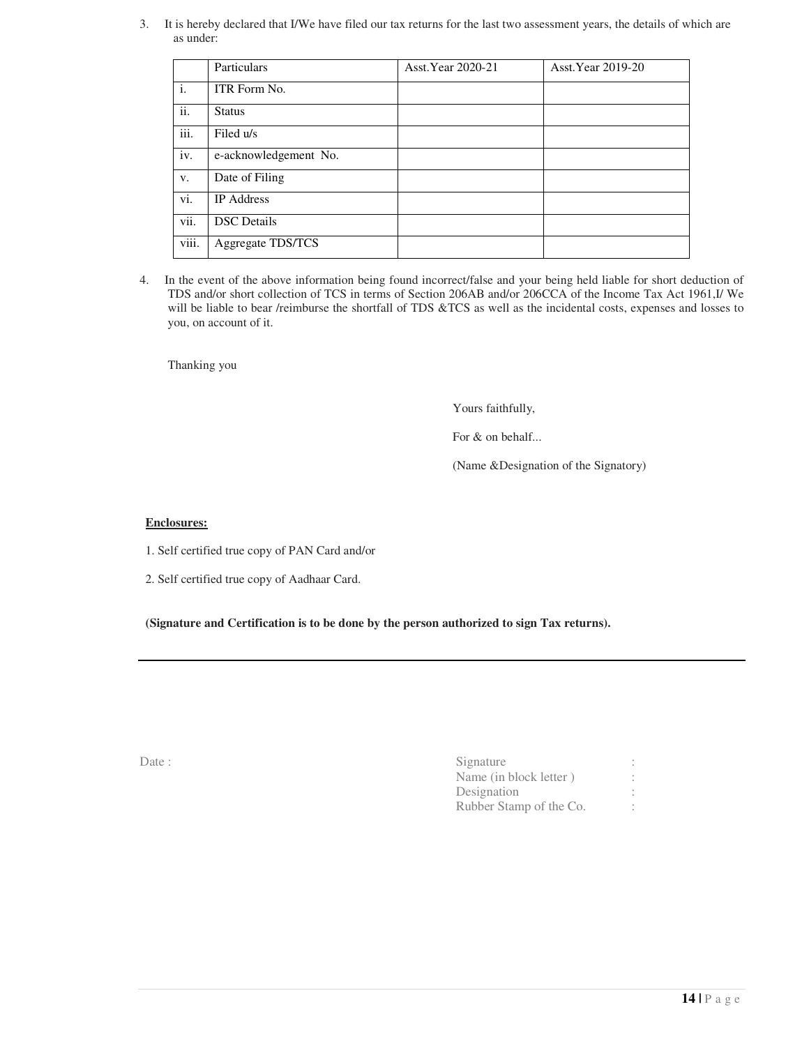3. It is hereby declared that I/We have filed our tax returns for the last two assessment years, the details of which are as under:

| | Particulars | Asst.Year 2020-21 | Asst.Year 2019-20 |
|---|---|---|---|
| i. | ITR Form No. | | |
| ii. | Status | | |
| iii. | Filed u/s | | |
| iv. | e-acknowledgement No. | | |
| v. | Date of Filing | | |
| vi. | IP Address | | |
| vii. | DSC Details | | |
| viii. | Aggregate TDS/TCS | | |

4. In the event of the above information being found incorrect/false and your being held liable for short deduction of TDS and/or short collection of TCS in terms of Section 206AB and/or 206CCA of the Income Tax Act 1961,I/ We will be liable to bear /reimburse the shortfall of TDS &TCS as well as the incidental costs, expenses and losses to you, on account of it.

Thanking you

Yours faithfully,

For & on behalf...

(Name &Designation of the Signatory)

**Enclosures:**

1. Self certified true copy of PAN Card and/or

2. Self certified true copy of Aadhaar Card.

**(Signature and Certification is to be done by the person authorized to sign Tax returns).**

---

Date :

Signature :
Name (in block letter ) :
Designation :
Rubber Stamp of the Co. :